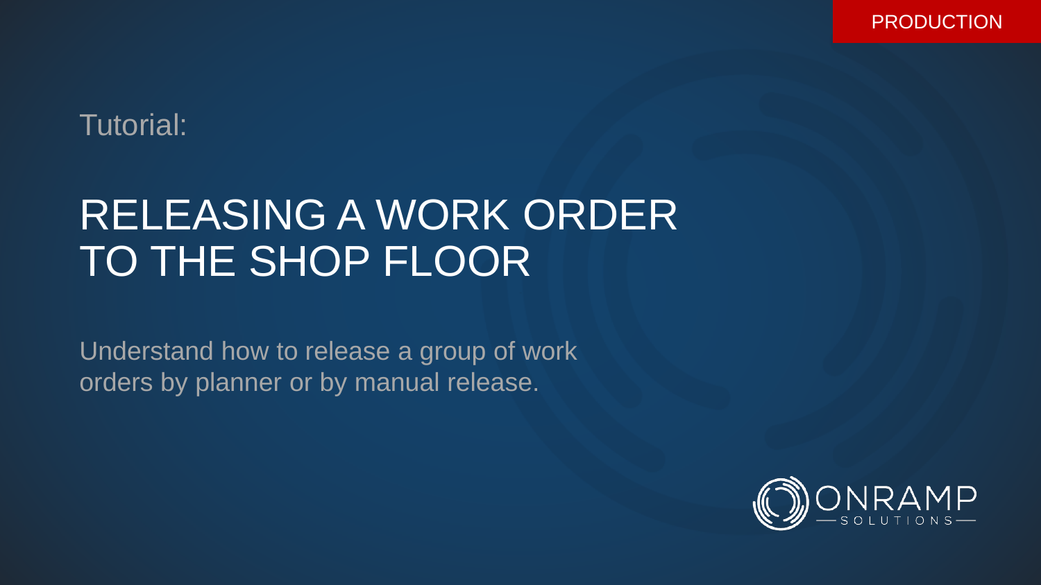PRODUCTION

Tutorial:

# RELEASING A WORK ORDER TO THE SHOP FLOOR

Understand how to release a group of work orders by planner or by manual release.

ONRAMP SOLUTIONS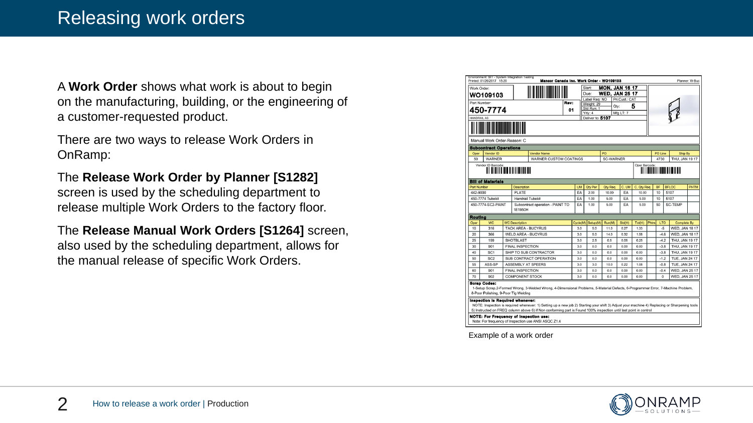# Releasing work orders

A **Work Order** shows what work is about to begin on the manufacturing, building, or the engineering of a customer-requested product.

There are two ways to release Work Orders in OnRamp:

The **Release Work Order by Planner [S1282]** screen is used by the scheduling department to release multiple Work Orders to the factory floor.

The **Release Manual Work Orders [S1264]** screen, also used by the scheduling department, allows for the manual release of specific Work Orders.

Example of a work order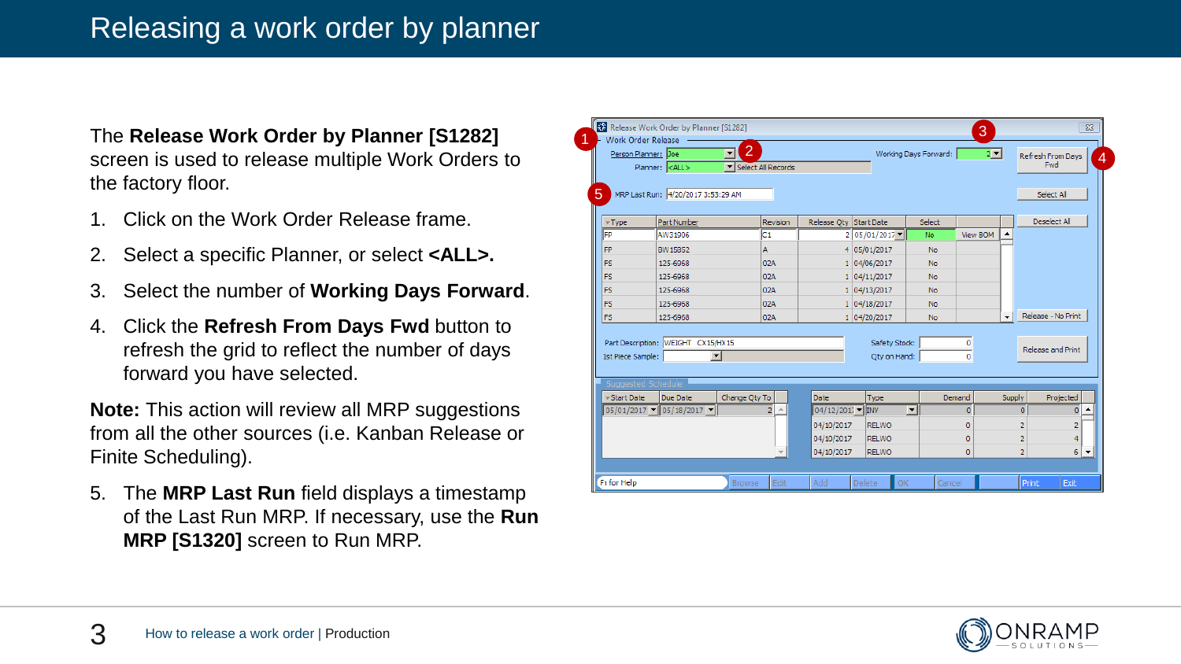# Releasing a work order by planner

The **Release Work Order by Planner [S1282]** screen is used to release multiple Work Orders to the factory floor.

1. Click on the Work Order Release frame.
2. Select a specific Planner, or select **<ALL>.**
3. Select the number of **Working Days Forward**.
4. Click the **Refresh From Days Fwd** button to refresh the grid to reflect the number of days forward you have selected.

**Note:** This action will review all MRP suggestions from all the other sources (i.e. Kanban Release or Finite Scheduling).

5. The **MRP Last Run** field displays a timestamp of the Last Run MRP. If necessary, use the **Run MRP [S1320]** screen to Run MRP.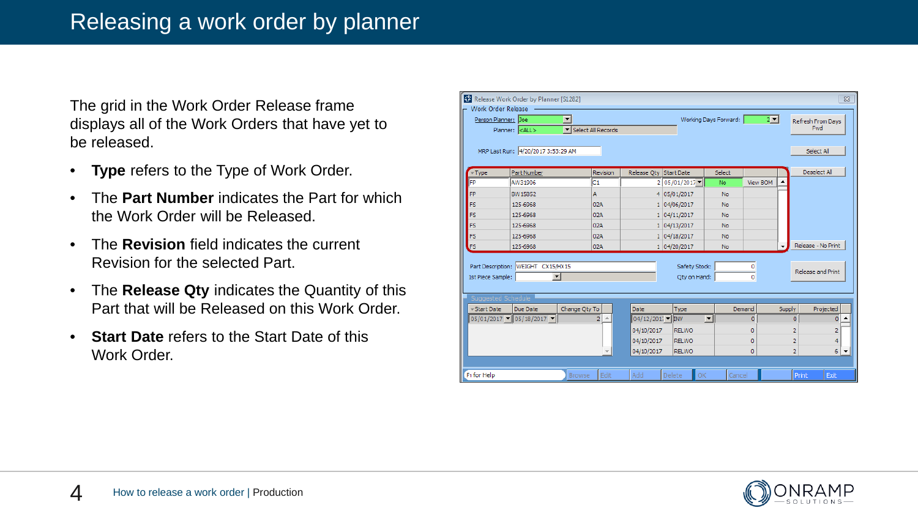# Releasing a work order by planner

The grid in the Work Order Release frame displays all of the Work Orders that have yet to be released.

- **Type** refers to the Type of Work Order.
- The **Part Number** indicates the Part for which the Work Order will be Released.
- The **Revision** field indicates the current Revision for the selected Part.
- The **Release Qty** indicates the Quantity of this Part that will be Released on this Work Order.
- **Start Date** refers to the Start Date of this Work Order.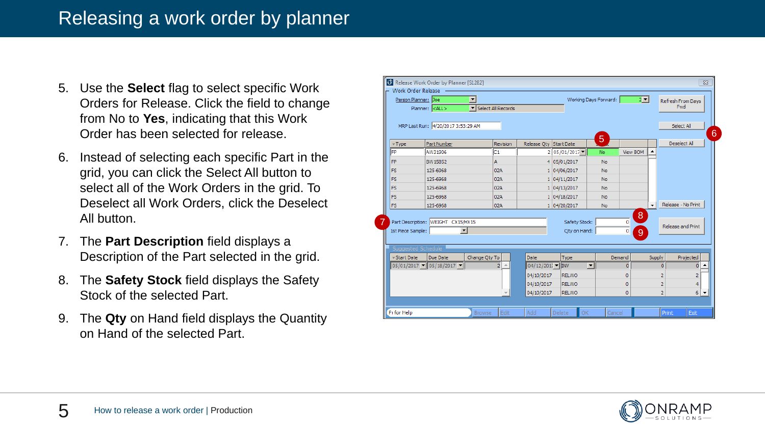# Releasing a work order by planner

5. Use the **Select** flag to select specific Work Orders for Release. Click the field to change from No to **Yes**, indicating that this Work Order has been selected for release.
6. Instead of selecting each specific Part in the grid, you can click the Select All button to select all of the Work Orders in the grid. To Deselect all Work Orders, click the Deselect All button.
7. The **Part Description** field displays a Description of the Part selected in the grid.
8. The **Safety Stock** field displays the Safety Stock of the selected Part.
9. The **Qty** on Hand field displays the Quantity on Hand of the selected Part.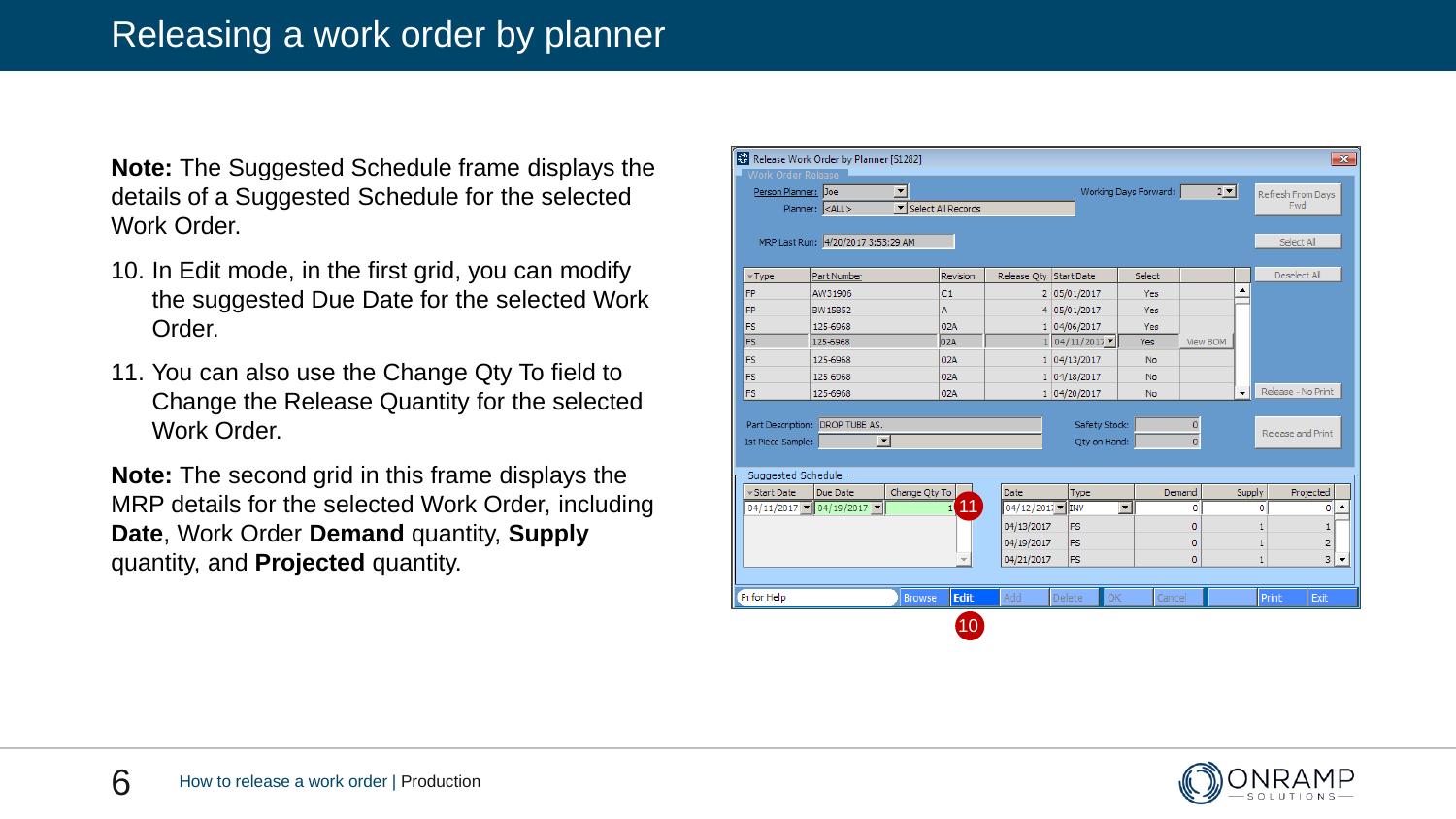# Releasing a work order by planner

**Note:** The Suggested Schedule frame displays the details of a Suggested Schedule for the selected Work Order.

10. In Edit mode, in the first grid, you can modify the suggested Due Date for the selected Work Order.
11. You can also use the Change Qty To field to Change the Release Quantity for the selected Work Order.

**Note:** The second grid in this frame displays the MRP details for the selected Work Order, including **Date**, Work Order **Demand** quantity, **Supply** quantity, and **Projected** quantity.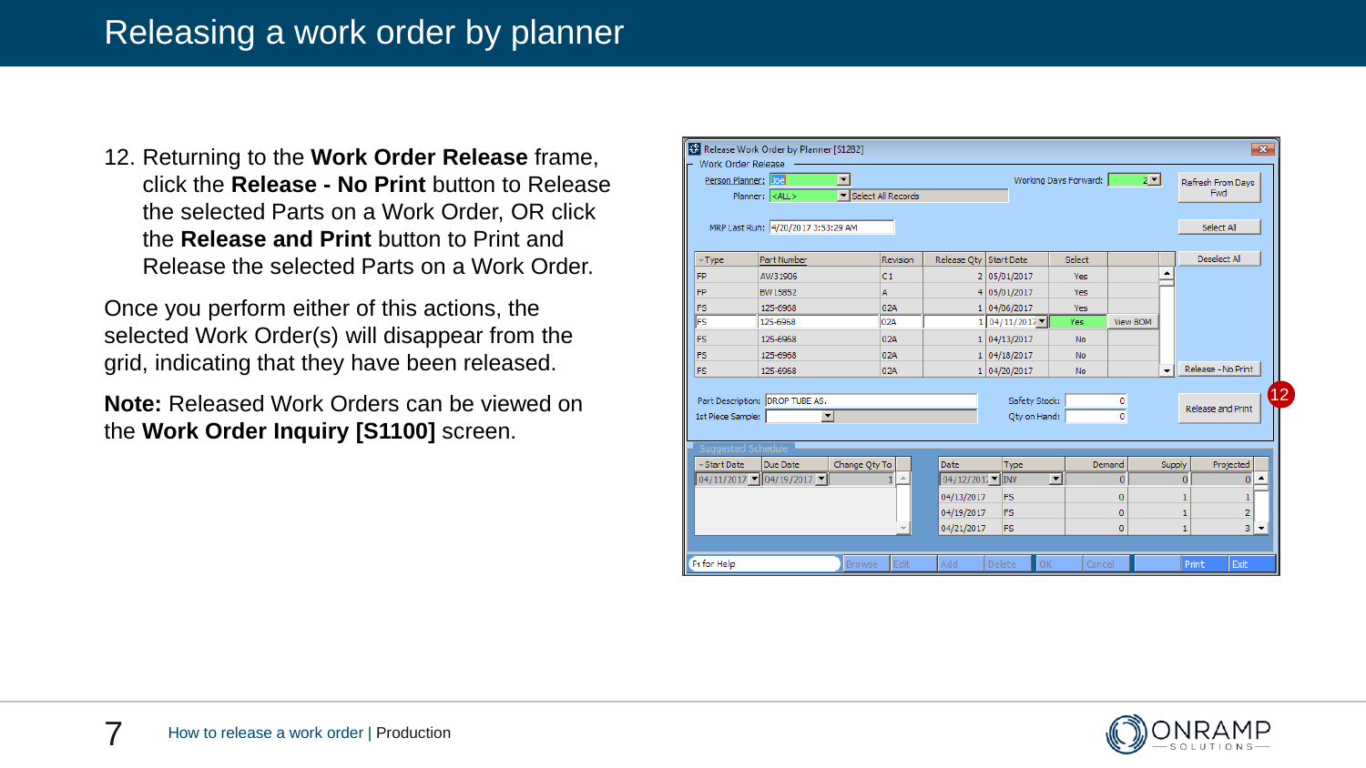# Releasing a work order by planner

12. Returning to the **Work Order Release** frame, click the **Release - No Print** button to Release the selected Parts on a Work Order, OR click the **Release and Print** button to Print and Release the selected Parts on a Work Order.

Once you perform either of this actions, the selected Work Order(s) will disappear from the grid, indicating that they have been released.

**Note:** Released Work Orders can be viewed on the **Work Order Inquiry [S1100]** screen.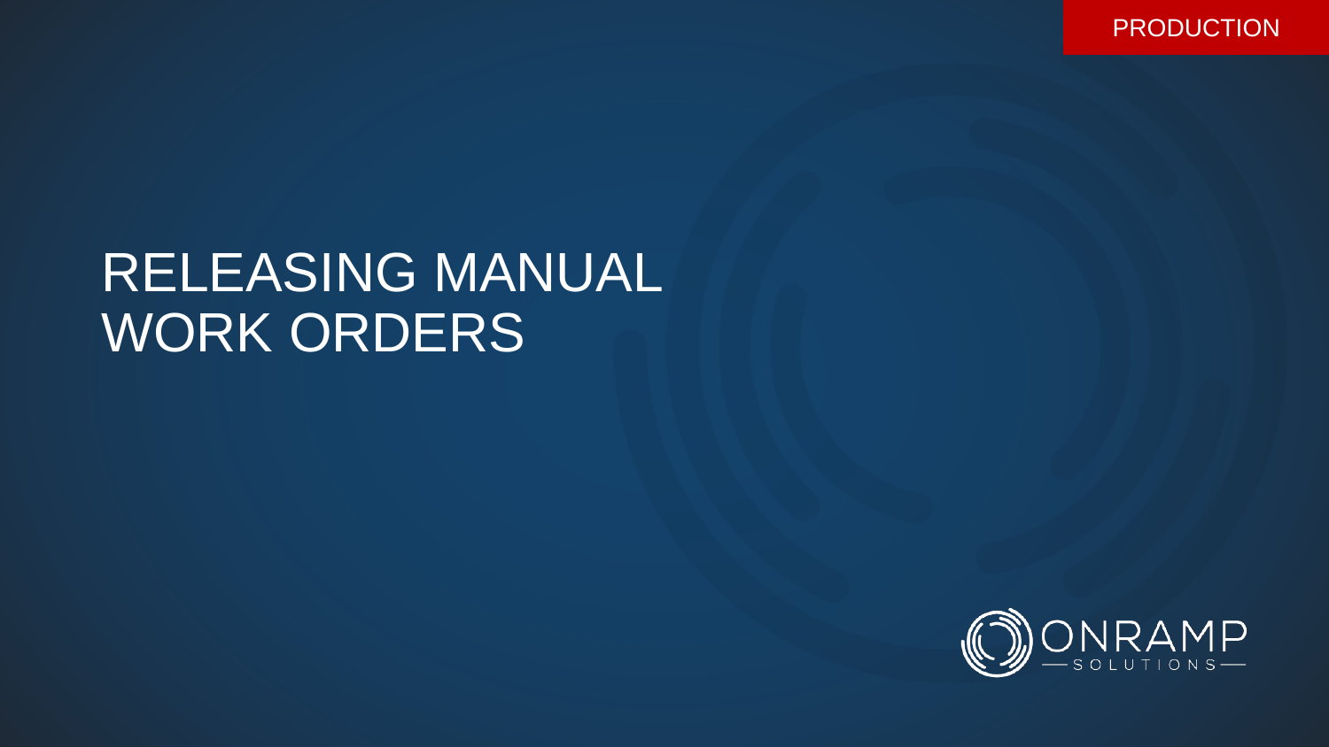PRODUCTION

# RELEASING MANUAL WORK ORDERS

ONRAMP SOLUTIONS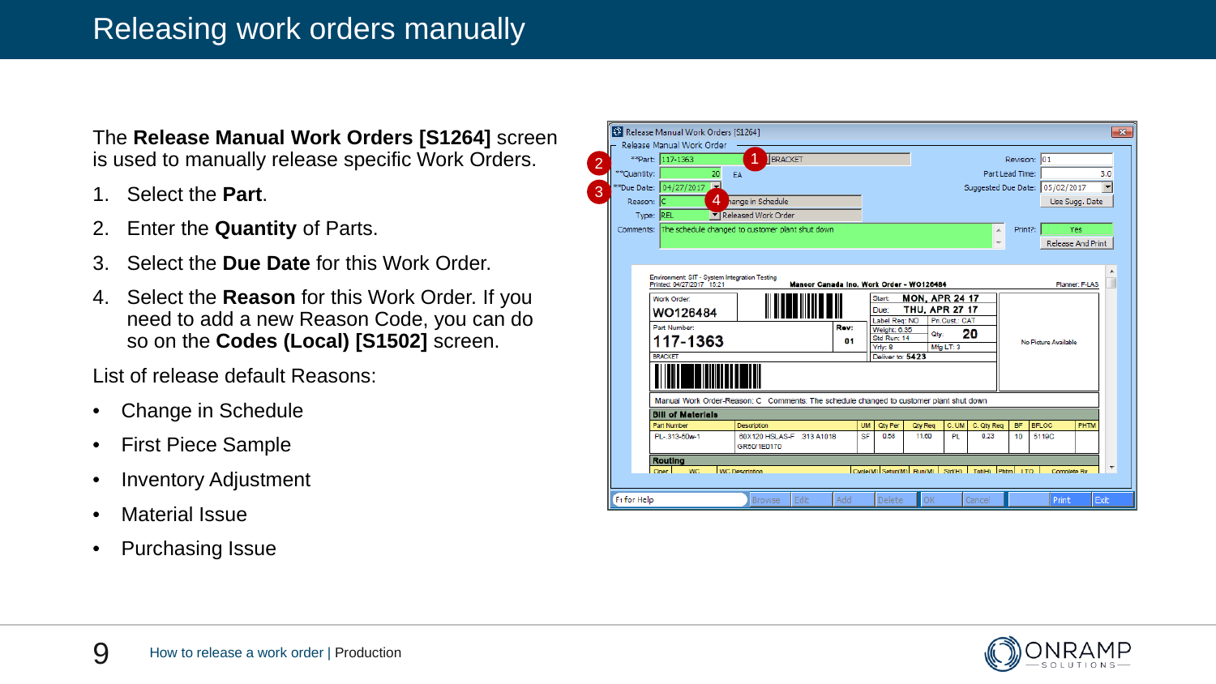# Releasing work orders manually

The **Release Manual Work Orders [S1264]** screen is used to manually release specific Work Orders.

1. Select the **Part**.
2. Enter the **Quantity** of Parts.
3. Select the **Due Date** for this Work Order.
4. Select the **Reason** for this Work Order. If you need to add a new Reason Code, you can do so on the **Codes (Local) [S1502]** screen.

List of release default Reasons:

- Change in Schedule
- First Piece Sample
- Inventory Adjustment
- Material Issue
- Purchasing Issue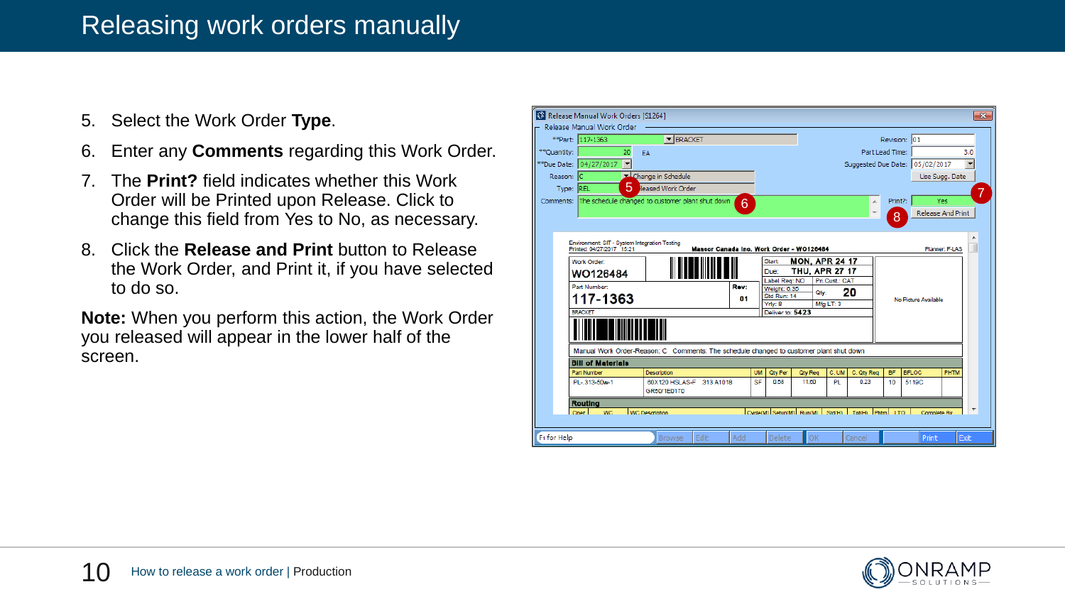# Releasing work orders manually

5. Select the Work Order **Type**.
6. Enter any **Comments** regarding this Work Order.
7. The **Print?** field indicates whether this Work Order will be Printed upon Release. Click to change this field from Yes to No, as necessary.
8. Click the **Release and Print** button to Release the Work Order, and Print it, if you have selected to do so.

**Note:** When you perform this action, the Work Order you released will appear in the lower half of the screen.